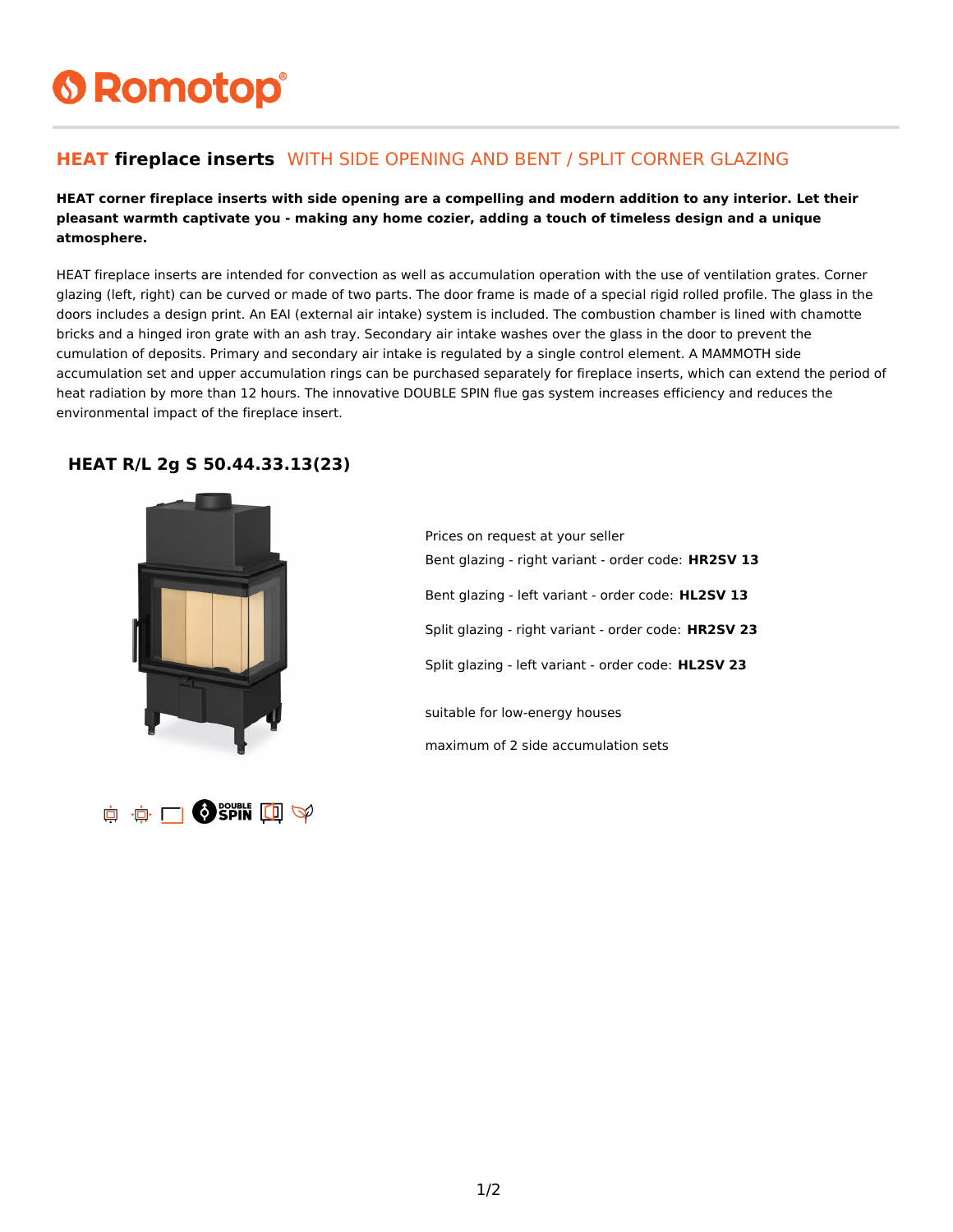# Romotop

## HEAT fireplace inserts WITH SIDE OPENING AND BENT / SPLIT CORNER GLAZING

**HEAT corner fireplace inserts with side opening are a compelling and modern addition to any interior. Let their pleasant warmth captivate you - making any home cozier, adding a touch of timeless design and a unique atmosphere.**

HEAT fireplace inserts are intended for convection as well as accumulation operation with the use of ventilation grates. Corner glazing (left, right) can be curved or made of two parts. The door frame is made of a special rigid rolled profile. The glass in the doors includes a design print. An EAI (external air intake) system is included. The combustion chamber is lined with chamotte bricks and a hinged iron grate with an ash tray. Secondary air intake washes over the glass in the door to prevent the cumulation of deposits. Primary and secondary air intake is regulated by a single control element. A MAMMOTH side accumulation set and upper accumulation rings can be purchased separately for fireplace inserts, which can extend the period of heat radiation by more than 12 hours. The innovative DOUBLE SPIN flue gas system increases efficiency and reduces the environmental impact of the fireplace insert.

### HEAT R/L 2g S 50.44.33.13(23)

Prices on request at your seller

Bent glazing - right variant - order code: **HR2SV 13**

Bent glazing - left variant - order code: **HL2SV 13**

Split glazing - right variant - order code: **HR2SV 23**

Split glazing - left variant - order code: **HL2SV 23**

suitable for low-energy houses

maximum of 2 side accumulation sets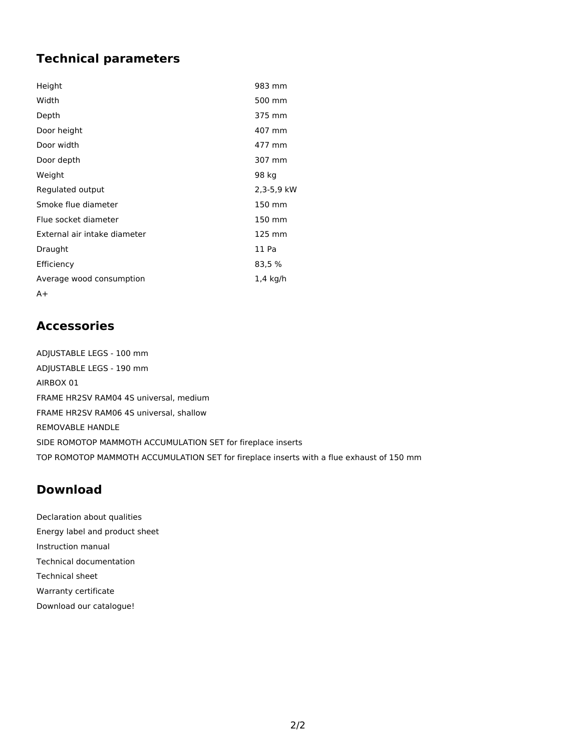## Technical parameters

| | |
|---|---|
| Height | 983 mm |
| Width | 500 mm |
| Depth | 375 mm |
| Door height | 407 mm |
| Door width | 477 mm |
| Door depth | 307 mm |
| Weight | 98 kg |
| Regulated output | 2,3-5,9 kW |
| Smoke flue diameter | 150 mm |
| Flue socket diameter | 150 mm |
| External air intake diameter | 125 mm |
| Draught | 11 Pa |
| Efficiency | 83,5 % |
| Average wood consumption | 1,4 kg/h |
| A+ | |

## Accessories

ADJUSTABLE LEGS - 100 mm

ADJUSTABLE LEGS - 190 mm

AIRBOX 01

FRAME HR2SV RAM04 4S universal, medium

FRAME HR2SV RAM06 4S universal, shallow

REMOVABLE HANDLE

SIDE ROMOTOP MAMMOTH ACCUMULATION SET for fireplace inserts

TOP ROMOTOP MAMMOTH ACCUMULATION SET for fireplace inserts with a flue exhaust of 150 mm

## Download

Declaration about qualities

Energy label and product sheet

Instruction manual

Technical documentation

Technical sheet

Warranty certificate

Download our catalogue!